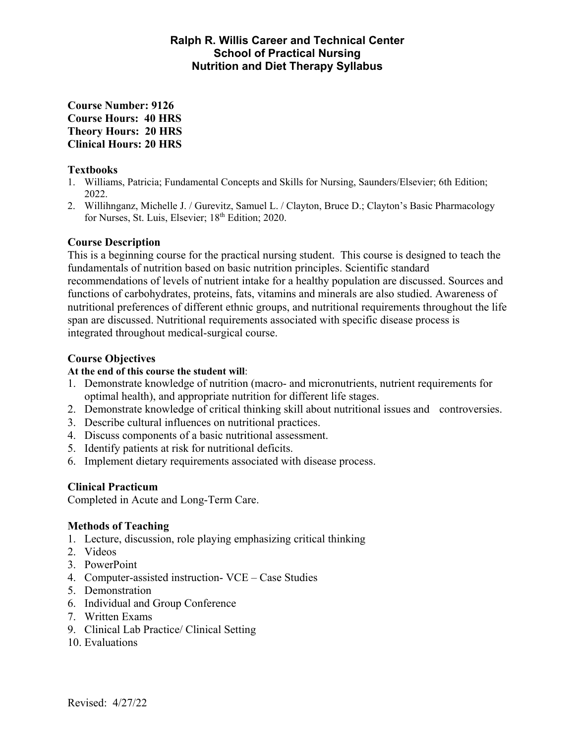# Ralph R. Willis Career and Technical Center
## School of Practical Nursing
## Nutrition and Diet Therapy Syllabus

**Course Number: 9126**
**Course Hours: 40 HRS**
**Theory Hours: 20 HRS**
**Clinical Hours: 20 HRS**

### Textbooks

1. Williams, Patricia; Fundamental Concepts and Skills for Nursing, Saunders/Elsevier; 6th Edition; 2022.
2. Willihnganz, Michelle J. / Gurevitz, Samuel L. / Clayton, Bruce D.; Clayton's Basic Pharmacology for Nurses, St. Luis, Elsevier; 18th Edition; 2020.

### Course Description

This is a beginning course for the practical nursing student. This course is designed to teach the fundamentals of nutrition based on basic nutrition principles. Scientific standard recommendations of levels of nutrient intake for a healthy population are discussed. Sources and functions of carbohydrates, proteins, fats, vitamins and minerals are also studied. Awareness of nutritional preferences of different ethnic groups, and nutritional requirements throughout the life span are discussed. Nutritional requirements associated with specific disease process is integrated throughout medical-surgical course.

### Course Objectives

**At the end of this course the student will**:

1. Demonstrate knowledge of nutrition (macro- and micronutrients, nutrient requirements for optimal health), and appropriate nutrition for different life stages.
2. Demonstrate knowledge of critical thinking skill about nutritional issues and controversies.
3. Describe cultural influences on nutritional practices.
4. Discuss components of a basic nutritional assessment.
5. Identify patients at risk for nutritional deficits.
6. Implement dietary requirements associated with disease process.

### Clinical Practicum

Completed in Acute and Long-Term Care.

### Methods of Teaching

1. Lecture, discussion, role playing emphasizing critical thinking
2. Videos
3. PowerPoint
4. Computer-assisted instruction- VCE – Case Studies
5. Demonstration
6. Individual and Group Conference
7. Written Exams
9. Clinical Lab Practice/ Clinical Setting
10. Evaluations

Revised: 4/27/22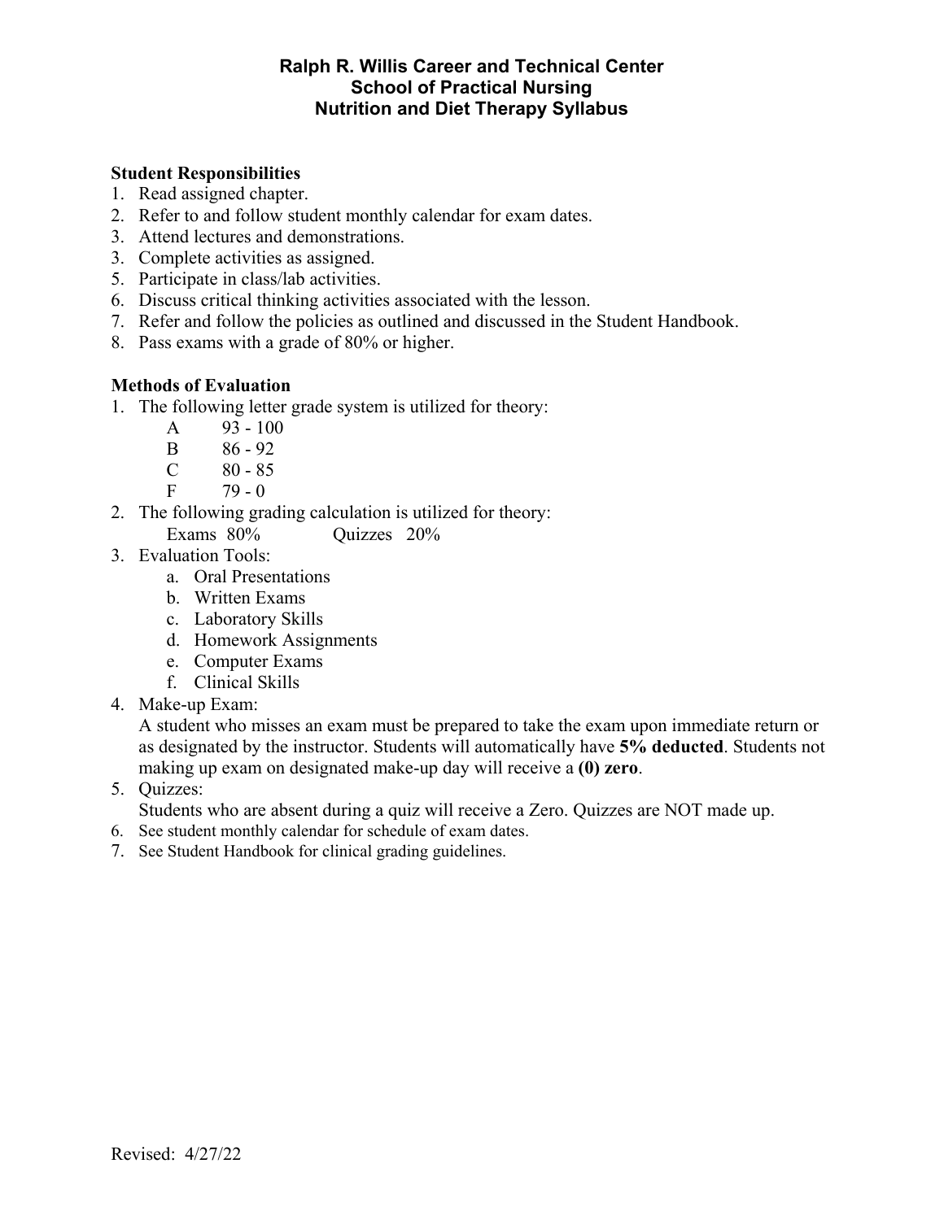**Ralph R. Willis Career and Technical Center**
**School of Practical Nursing**
**Nutrition and Diet Therapy Syllabus**

**Student Responsibilities**

1. Read assigned chapter.
2. Refer to and follow student monthly calendar for exam dates.
3. Attend lectures and demonstrations.
3. Complete activities as assigned.
5. Participate in class/lab activities.
6. Discuss critical thinking activities associated with the lesson.
7. Refer and follow the policies as outlined and discussed in the Student Handbook.
8. Pass exams with a grade of 80% or higher.

**Methods of Evaluation**

1. The following letter grade system is utilized for theory:

   | | |
   |---|---|
   | A | 93 - 100 |
   | B | 86 - 92 |
   | C | 80 - 85 |
   | F | 79 - 0 |

2. The following grading calculation is utilized for theory:
   Exams 80%    Quizzes 20%
3. Evaluation Tools:
   a. Oral Presentations
   b. Written Exams
   c. Laboratory Skills
   d. Homework Assignments
   e. Computer Exams
   f. Clinical Skills
4. Make-up Exam:
   A student who misses an exam must be prepared to take the exam upon immediate return or as designated by the instructor. Students will automatically have **5% deducted**. Students not making up exam on designated make-up day will receive a **(0) zero**.
5. Quizzes:
   Students who are absent during a quiz will receive a Zero. Quizzes are NOT made up.
6. See student monthly calendar for schedule of exam dates.
7. See Student Handbook for clinical grading guidelines.

Revised: 4/27/22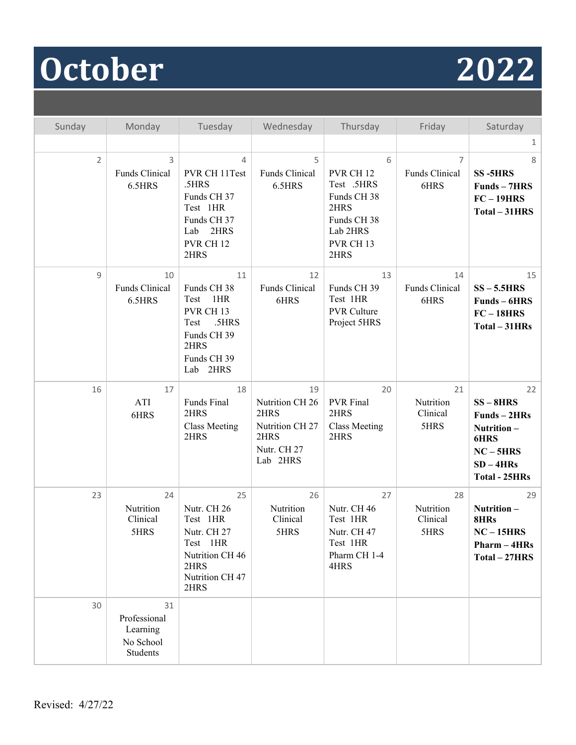# October 2022

| Sunday | Monday | Tuesday | Wednesday | Thursday | Friday | Saturday |
|---|---|---|---|---|---|---|
| | | | | | | 1 |
| 2 | 3<br>Funds Clinical 6.5HRS | 4<br>PVR CH 11Test .5HRS<br>Funds CH 37 Test 1HR<br>Funds CH 37 Lab 2HRS<br>PVR CH 12 2HRS | 5<br>Funds Clinical 6.5HRS | 6<br>PVR CH 12 Test .5HRS<br>Funds CH 38 2HRS<br>Funds CH 38 Lab 2HRS<br>PVR CH 13 2HRS | 7<br>Funds Clinical 6HRS | 8<br>**SS -5HRS**<br>**Funds – 7HRS**<br>**FC – 19HRS**<br>**Total – 31HRS** |
| 9 | 10<br>Funds Clinical 6.5HRS | 11<br>Funds CH 38 Test 1HR<br>PVR CH 13 Test .5HRS<br>Funds CH 39 2HRS<br>Funds CH 39 Lab 2HRS | 12<br>Funds Clinical 6HRS | 13<br>Funds CH 39 Test 1HR<br>PVR Culture Project 5HRS | 14<br>Funds Clinical 6HRS | 15<br>**SS – 5.5HRS**<br>**Funds – 6HRS**<br>**FC – 18HRS**<br>**Total – 31HRs** |
| 16 | 17<br>ATI 6HRS | 18<br>Funds Final 2HRS<br>Class Meeting 2HRS | 19<br>Nutrition CH 26 2HRS<br>Nutrition CH 27 2HRS<br>Nutr. CH 27 Lab 2HRS | 20<br>PVR Final 2HRS<br>Class Meeting 2HRS | 21<br>Nutrition Clinical 5HRS | 22<br>**SS – 8HRS**<br>**Funds – 2HRs**<br>**Nutrition – 6HRS**<br>**NC – 5HRS**<br>**SD – 4HRs**<br>**Total - 25HRs** |
| 23 | 24<br>Nutrition Clinical 5HRS | 25<br>Nutr. CH 26 Test 1HR<br>Nutr. CH 27 Test 1HR<br>Nutrition CH 46 2HRS<br>Nutrition CH 47 2HRS | 26<br>Nutrition Clinical 5HRS | 27<br>Nutr. CH 46 Test 1HR<br>Nutr. CH 47 Test 1HR<br>Pharm CH 1-4 4HRS | 28<br>Nutrition Clinical 5HRS | 29<br>**Nutrition – 8HRs**<br>**NC – 15HRS**<br>**Pharm – 4HRs**<br>**Total – 27HRS** |
| 30 | 31<br>Professional Learning<br>No School Students | | | | | |

Revised: 4/27/22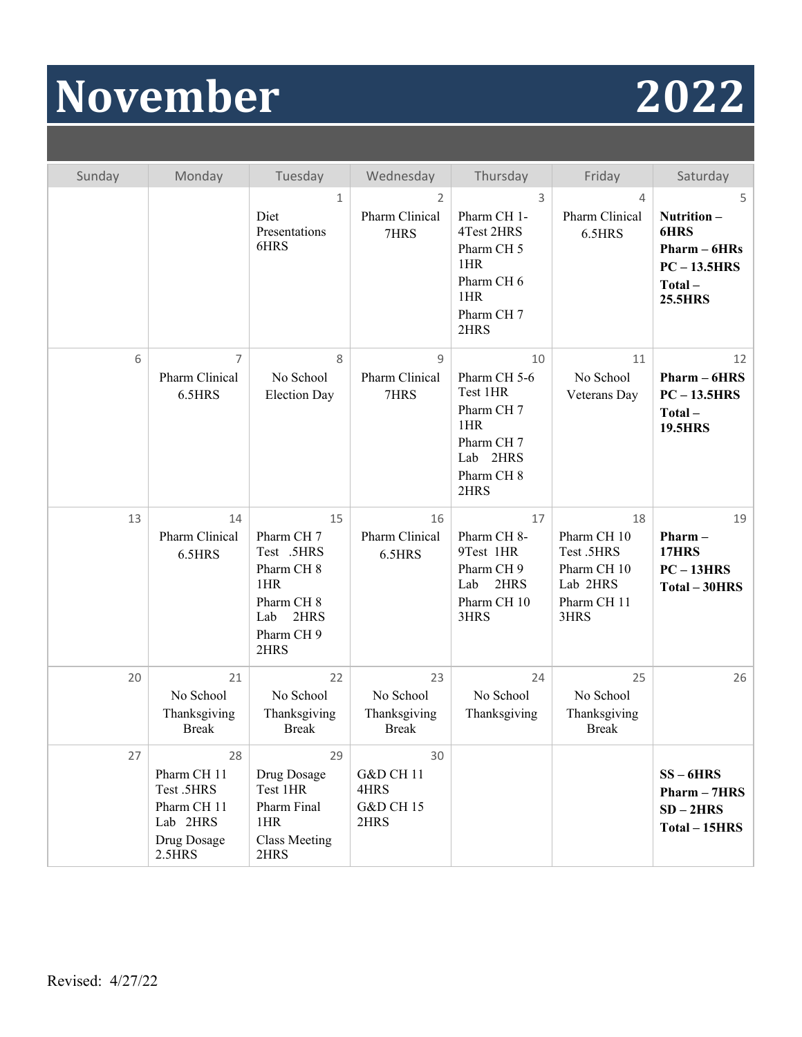# November 2022

| Sunday | Monday | Tuesday | Wednesday | Thursday | Friday | Saturday |
|---|---|---|---|---|---|---|
| | | 1<br>Diet Presentations 6HRS | 2<br>Pharm Clinical 7HRS | 3<br>Pharm CH 1-4Test 2HRS<br>Pharm CH 5 1HR<br>Pharm CH 6 1HR<br>Pharm CH 7 2HRS | 4<br>Pharm Clinical 6.5HRS | 5<br>**Nutrition – 6HRS**<br>**Pharm – 6HRs**<br>**PC – 13.5HRS**<br>**Total – 25.5HRS** |
| 6 | 7<br>Pharm Clinical 6.5HRS | 8<br>No School Election Day | 9<br>Pharm Clinical 7HRS | 10<br>Pharm CH 5-6 Test 1HR<br>Pharm CH 7 1HR<br>Pharm CH 7 Lab 2HRS<br>Pharm CH 8 2HRS | 11<br>No School Veterans Day | 12<br>**Pharm – 6HRS**<br>**PC – 13.5HRS**<br>**Total – 19.5HRS** |
| 13 | 14<br>Pharm Clinical 6.5HRS | 15<br>Pharm CH 7 Test .5HRS<br>Pharm CH 8 1HR<br>Pharm CH 8 Lab 2HRS<br>Pharm CH 9 2HRS | 16<br>Pharm Clinical 6.5HRS | 17<br>Pharm CH 8-9Test 1HR<br>Pharm CH 9 Lab 2HRS<br>Pharm CH 10 3HRS | 18<br>Pharm CH 10 Test .5HRS<br>Pharm CH 10 Lab 2HRS<br>Pharm CH 11 3HRS | 19<br>**Pharm – 17HRS**<br>**PC – 13HRS**<br>**Total – 30HRS** |
| 20 | 21<br>No School Thanksgiving Break | 22<br>No School Thanksgiving Break | 23<br>No School Thanksgiving Break | 24<br>No School Thanksgiving | 25<br>No School Thanksgiving Break | 26 |
| 27 | 28<br>Pharm CH 11 Test .5HRS<br>Pharm CH 11 Lab 2HRS<br>Drug Dosage 2.5HRS | 29<br>Drug Dosage Test 1HR<br>Pharm Final 1HR<br>Class Meeting 2HRS | 30<br>G&D CH 11 4HRS<br>G&D CH 15 2HRS | | | **SS – 6HRS**<br>**Pharm – 7HRS**<br>**SD – 2HRS**<br>**Total – 15HRS** |

Revised: 4/27/22